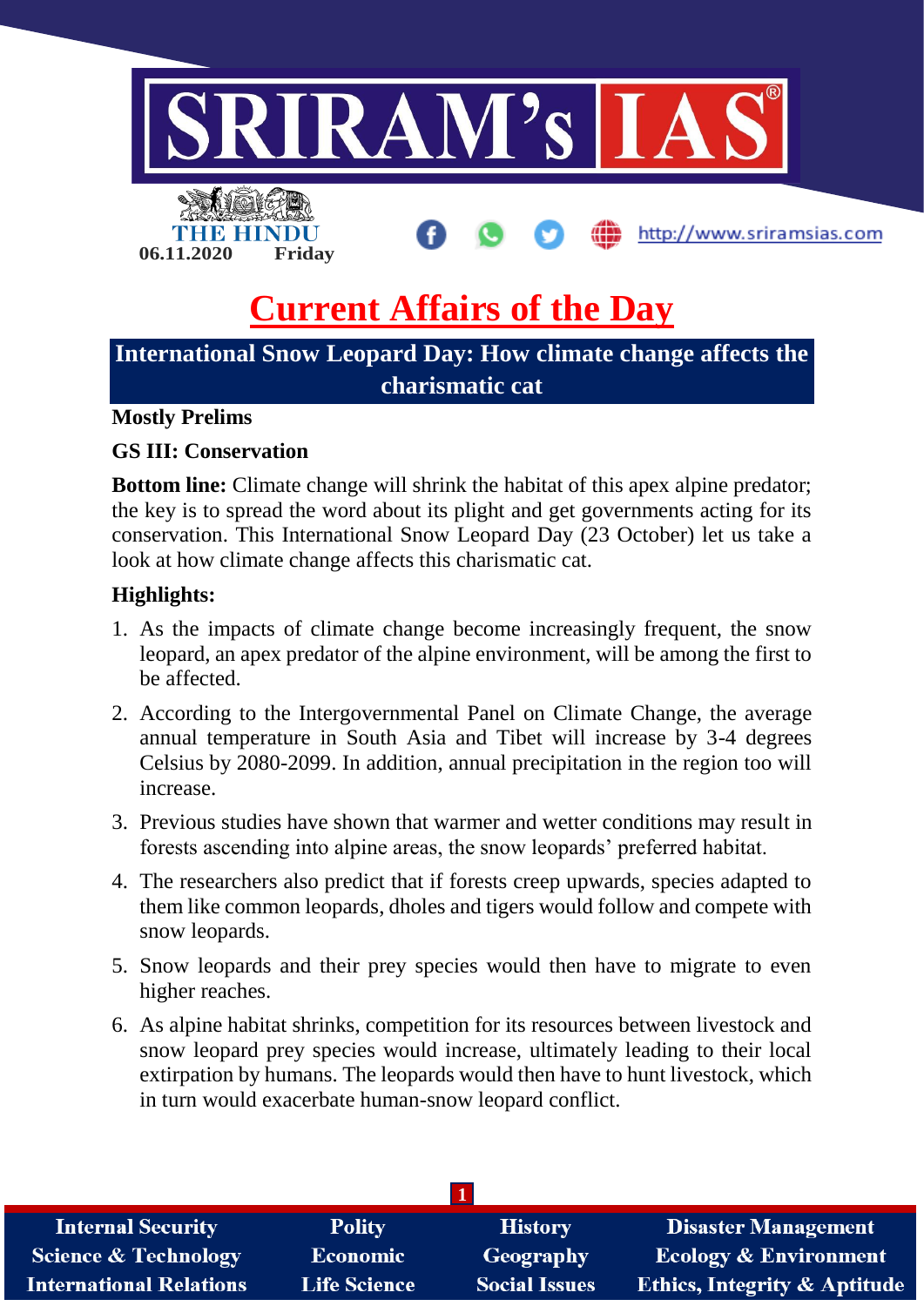06.11.2020 Friday

# Current Affairs of the Day

## International Snow Leopard Day: How climate change affects the charismatic cat

**Mostly Prelims**

**GS III: Conservation**

**Bottom line:** Climate change will shrink the habitat of this apex alpine predator; the key is to spread the word about its plight and get governments acting for its conservation. This International Snow Leopard Day (23 October) let us take a look at how climate change affects this charismatic cat.

**Highlights:**

1. As the impacts of climate change become increasingly frequent, the snow leopard, an apex predator of the alpine environment, will be among the first to be affected.
2. According to the Intergovernmental Panel on Climate Change, the average annual temperature in South Asia and Tibet will increase by 3-4 degrees Celsius by 2080-2099. In addition, annual precipitation in the region too will increase.
3. Previous studies have shown that warmer and wetter conditions may result in forests ascending into alpine areas, the snow leopards' preferred habitat.
4. The researchers also predict that if forests creep upwards, species adapted to them like common leopards, dholes and tigers would follow and compete with snow leopards.
5. Snow leopards and their prey species would then have to migrate to even higher reaches.
6. As alpine habitat shrinks, competition for its resources between livestock and snow leopard prey species would increase, ultimately leading to their local extirpation by humans. The leopards would then have to hunt livestock, which in turn would exacerbate human-snow leopard conflict.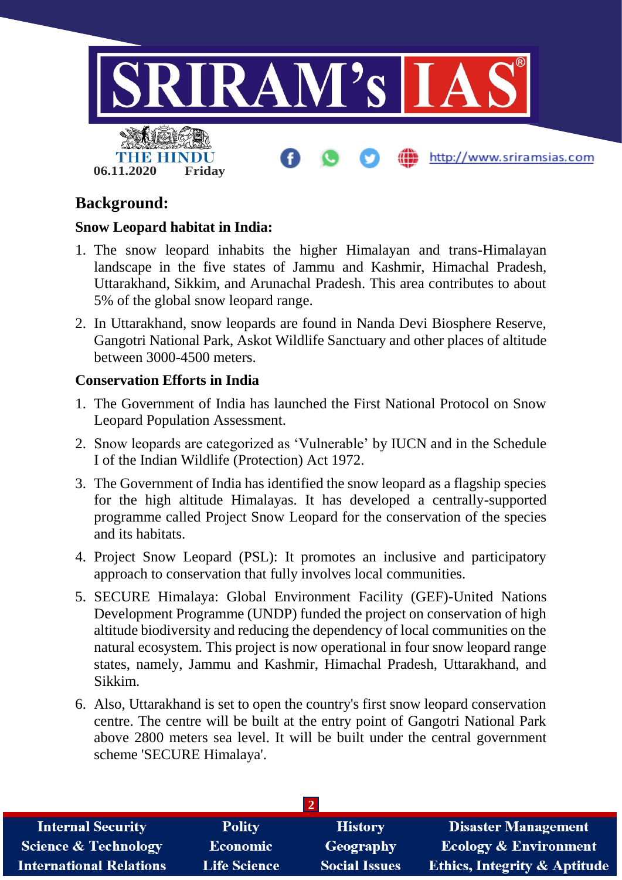## Background:

**Snow Leopard habitat in India:**

1. The snow leopard inhabits the higher Himalayan and trans-Himalayan landscape in the five states of Jammu and Kashmir, Himachal Pradesh, Uttarakhand, Sikkim, and Arunachal Pradesh. This area contributes to about 5% of the global snow leopard range.
2. In Uttarakhand, snow leopards are found in Nanda Devi Biosphere Reserve, Gangotri National Park, Askot Wildlife Sanctuary and other places of altitude between 3000-4500 meters.

**Conservation Efforts in India**

1. The Government of India has launched the First National Protocol on Snow Leopard Population Assessment.
2. Snow leopards are categorized as 'Vulnerable' by IUCN and in the Schedule I of the Indian Wildlife (Protection) Act 1972.
3. The Government of India has identified the snow leopard as a flagship species for the high altitude Himalayas. It has developed a centrally-supported programme called Project Snow Leopard for the conservation of the species and its habitats.
4. Project Snow Leopard (PSL): It promotes an inclusive and participatory approach to conservation that fully involves local communities.
5. SECURE Himalaya: Global Environment Facility (GEF)-United Nations Development Programme (UNDP) funded the project on conservation of high altitude biodiversity and reducing the dependency of local communities on the natural ecosystem. This project is now operational in four snow leopard range states, namely, Jammu and Kashmir, Himachal Pradesh, Uttarakhand, and Sikkim.
6. Also, Uttarakhand is set to open the country's first snow leopard conservation centre. The centre will be built at the entry point of Gangotri National Park above 2800 meters sea level. It will be built under the central government scheme 'SECURE Himalaya'.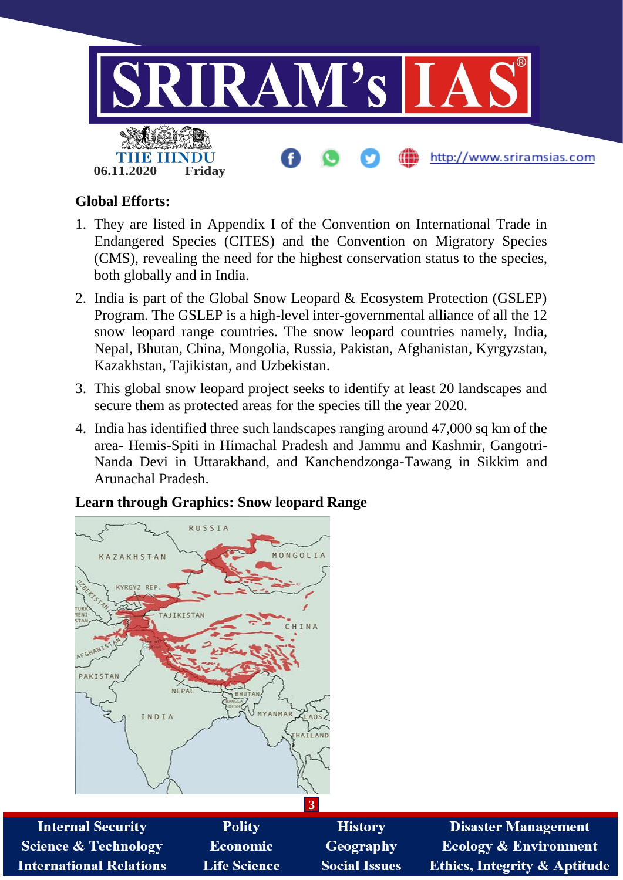## Global Efforts:

1. They are listed in Appendix I of the Convention on International Trade in Endangered Species (CITES) and the Convention on Migratory Species (CMS), revealing the need for the highest conservation status to the species, both globally and in India.
2. India is part of the Global Snow Leopard & Ecosystem Protection (GSLEP) Program. The GSLEP is a high-level inter-governmental alliance of all the 12 snow leopard range countries. The snow leopard countries namely, India, Nepal, Bhutan, China, Mongolia, Russia, Pakistan, Afghanistan, Kyrgyzstan, Kazakhstan, Tajikistan, and Uzbekistan.
3. This global snow leopard project seeks to identify at least 20 landscapes and secure them as protected areas for the species till the year 2020.
4. India has identified three such landscapes ranging around 47,000 sq km of the area- Hemis-Spiti in Himachal Pradesh and Jammu and Kashmir, Gangotri-Nanda Devi in Uttarakhand, and Kanchendzonga-Tawang in Sikkim and Arunachal Pradesh.

## Learn through Graphics: Snow leopard Range

RUSSIA
KAZAKHSTAN
MONGOLIA
UZBEKISTAN
KYRGYZ REP.
TURKMENISTAN
TAJIKISTAN
CHINA
AFGHANISTAN
PAKISTAN
NEPAL
BHUTAN
BANGLADESH
INDIA
MYANMAR
LAOS
THAILAND